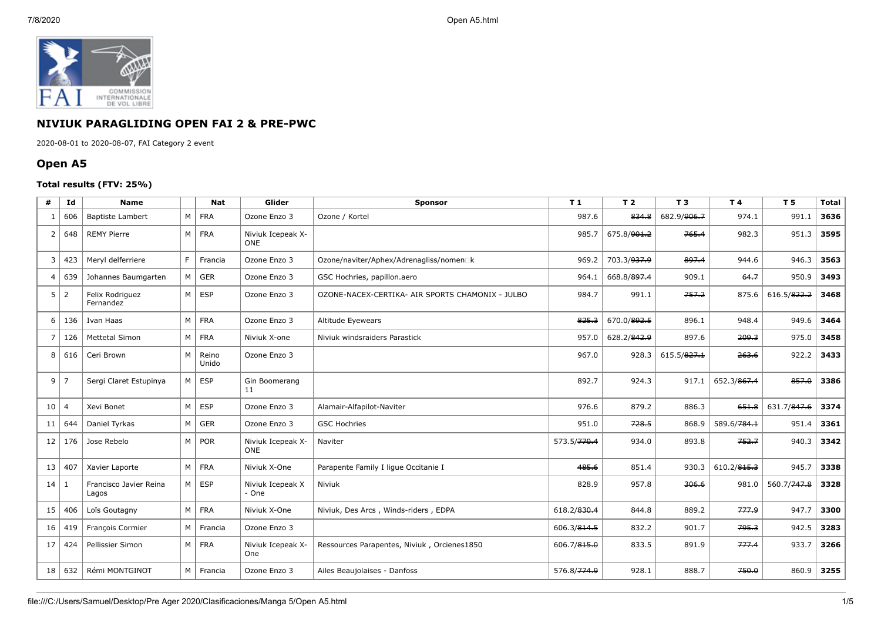## NIVIUK PARAGLIDING OPEN FAI 2 & PRE-PWC

2020-08-01 to 2020-08-07, FAI Category 2 event

## Open A5

### Total results (FTV: 25%)

| # | Id | Name | | Nat | Glider | Sponsor | T 1 | T 2 | T 3 | T 4 | T 5 | Total |
|---|---|---|---|---|---|---|---|---|---|---|---|---|
| 1 | 606 | Baptiste Lambert | M | FRA | Ozone Enzo 3 | Ozone / Kortel | 987.6 | ~~834.8~~ | 682.9/~~906.7~~ | 974.1 | 991.1 | **3636** |
| 2 | 648 | REMY Pierre | M | FRA | Niviuk Icepeak X-ONE | | 985.7 | 675.8/~~901.2~~ | ~~765.4~~ | 982.3 | 951.3 | **3595** |
| 3 | 423 | Meryl delferriere | F | Francia | Ozone Enzo 3 | Ozone/naviter/Aphex/Adrenagliss/nomen□k | 969.2 | 703.3/~~937.9~~ | ~~897.4~~ | 944.6 | 946.3 | **3563** |
| 4 | 639 | Johannes Baumgarten | M | GER | Ozone Enzo 3 | GSC Hochries, papillon.aero | 964.1 | 668.8/~~897.4~~ | 909.1 | ~~64.7~~ | 950.9 | **3493** |
| 5 | 2 | Felix Rodriguez Fernandez | M | ESP | Ozone Enzo 3 | OZONE-NACEX-CERTIKA- AIR SPORTS CHAMONIX - JULBO | 984.7 | 991.1 | ~~757.2~~ | 875.6 | 616.5/~~822.2~~ | **3468** |
| 6 | 136 | Ivan Haas | M | FRA | Ozone Enzo 3 | Altitude Eyewears | ~~825.3~~ | 670.0/~~892.5~~ | 896.1 | 948.4 | 949.6 | **3464** |
| 7 | 126 | Mettetal Simon | M | FRA | Niviuk X-one | Niviuk windsraiders Parastick | 957.0 | 628.2/~~842.9~~ | 897.6 | ~~209.3~~ | 975.0 | **3458** |
| 8 | 616 | Ceri Brown | M | Reino Unido | Ozone Enzo 3 | | 967.0 | 928.3 | 615.5/~~827.1~~ | ~~263.6~~ | 922.2 | **3433** |
| 9 | 7 | Sergi Claret Estupinya | M | ESP | Gin Boomerang 11 | | 892.7 | 924.3 | 917.1 | 652.3/~~867.4~~ | ~~857.0~~ | **3386** |
| 10 | 4 | Xevi Bonet | M | ESP | Ozone Enzo 3 | Alamair-Alfapilot-Naviter | 976.6 | 879.2 | 886.3 | ~~651.8~~ | 631.7/~~847.6~~ | **3374** |
| 11 | 644 | Daniel Tyrkas | M | GER | Ozone Enzo 3 | GSC Hochries | 951.0 | ~~728.5~~ | 868.9 | 589.6/~~784.1~~ | 951.4 | **3361** |
| 12 | 176 | Jose Rebelo | M | POR | Niviuk Icepeak X-ONE | Naviter | 573.5/~~770.4~~ | 934.0 | 893.8 | ~~752.7~~ | 940.3 | **3342** |
| 13 | 407 | Xavier Laporte | M | FRA | Niviuk X-One | Parapente Family I ligue Occitanie I | ~~485.6~~ | 851.4 | 930.3 | 610.2/~~815.3~~ | 945.7 | **3338** |
| 14 | 1 | Francisco Javier Reina Lagos | M | ESP | Niviuk Icepeak X - One | Niviuk | 828.9 | 957.8 | ~~306.6~~ | 981.0 | 560.7/~~747.8~~ | **3328** |
| 15 | 406 | Loïs Goutagny | M | FRA | Niviuk X-One | Niviuk, Des Arcs , Winds-riders , EDPA | 618.2/~~830.4~~ | 844.8 | 889.2 | ~~777.9~~ | 947.7 | **3300** |
| 16 | 419 | François Cormier | M | Francia | Ozone Enzo 3 | | 606.3/~~814.5~~ | 832.2 | 901.7 | ~~795.3~~ | 942.5 | **3283** |
| 17 | 424 | Pellissier Simon | M | FRA | Niviuk Icepeak X-One | Ressources Parapentes, Niviuk , Orcienes1850 | 606.7/~~815.0~~ | 833.5 | 891.9 | ~~777.4~~ | 933.7 | **3266** |
| 18 | 632 | Rémi MONTGINOT | M | Francia | Ozone Enzo 3 | Ailes Beaujolaises - Danfoss | 576.8/~~774.9~~ | 928.1 | 888.7 | ~~750.0~~ | 860.9 | **3255** |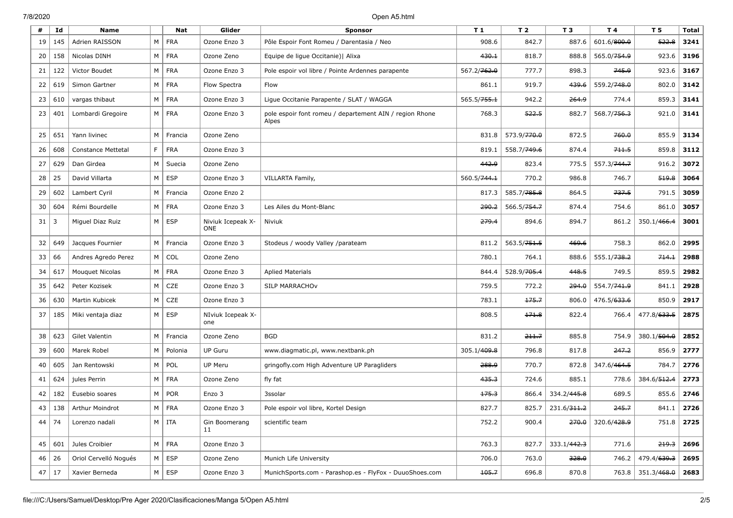| # | Id | Name | | Nat | Glider | Sponsor | T 1 | T 2 | T 3 | T 4 | T 5 | Total |
|---|---|---|---|---|---|---|---|---|---|---|---|---|
| 19 | 145 | Adrien RAISSON | M | FRA | Ozone Enzo 3 | Pôle Espoir Font Romeu / Darentasia / Neo | 908.6 | 842.7 | 887.6 | 601.6/~~800.0~~ | ~~522.8~~ | **3241** |
| 20 | 158 | Nicolas DINH | M | FRA | Ozone Zeno | Equipe de ligue Occitanie)\| Alixa | ~~430.1~~ | 818.7 | 888.8 | 565.0/~~754.9~~ | 923.6 | **3196** |
| 21 | 122 | Victor Boudet | M | FRA | Ozone Enzo 3 | Pole espoir vol libre / Pointe Ardennes parapente | 567.2/~~762.0~~ | 777.7 | 898.3 | ~~745.9~~ | 923.6 | **3167** |
| 22 | 619 | Simon Gartner | M | FRA | Flow Spectra | Flow | 861.1 | 919.7 | ~~439.6~~ | 559.2/~~748.0~~ | 802.0 | **3142** |
| 23 | 610 | vargas thibaut | M | FRA | Ozone Enzo 3 | Ligue Occitanie Parapente / SLAT / WAGGA | 565.5/~~755.1~~ | 942.2 | ~~264.9~~ | 774.4 | 859.3 | **3141** |
| 23 | 401 | Lombardi Gregoire | M | FRA | Ozone Enzo 3 | pole espoir font romeu / departement AIN / region Rhone Alpes | 768.3 | ~~522.5~~ | 882.7 | 568.7/~~756.3~~ | 921.0 | **3141** |
| 25 | 651 | Yann livinec | M | Francia | Ozone Zeno | | 831.8 | 573.9/~~770.0~~ | 872.5 | ~~760.0~~ | 855.9 | **3134** |
| 26 | 608 | Constance Mettetal | F | FRA | Ozone Enzo 3 | | 819.1 | 558.7/~~749.6~~ | 874.4 | ~~711.5~~ | 859.8 | **3112** |
| 27 | 629 | Dan Girdea | M | Suecia | Ozone Zeno | | ~~442.9~~ | 823.4 | 775.5 | 557.3/~~744.7~~ | 916.2 | **3072** |
| 28 | 25 | David Villarta | M | ESP | Ozone Enzo 3 | VILLARTA Family, | 560.5/~~744.1~~ | 770.2 | 986.8 | 746.7 | ~~519.8~~ | **3064** |
| 29 | 602 | Lambert Cyril | M | Francia | Ozone Enzo 2 | | 817.3 | 585.7/~~785.8~~ | 864.5 | ~~737.5~~ | 791.5 | **3059** |
| 30 | 604 | Rémi Bourdelle | M | FRA | Ozone Enzo 3 | Les Ailes du Mont-Blanc | ~~290.2~~ | 566.5/~~754.7~~ | 874.4 | 754.6 | 861.0 | **3057** |
| 31 | 3 | Miguel Diaz Ruiz | M | ESP | Niviuk Icepeak X-ONE | Niviuk | ~~279.4~~ | 894.6 | 894.7 | 861.2 | 350.1/~~466.4~~ | **3001** |
| 32 | 649 | Jacques Fournier | M | Francia | Ozone Enzo 3 | Stodeus / woody Valley /parateam | 811.2 | 563.5/~~751.5~~ | ~~469.6~~ | 758.3 | 862.0 | **2995** |
| 33 | 66 | Andres Agredo Perez | M | COL | Ozone Zeno | | 780.1 | 764.1 | 888.6 | 555.1/~~738.2~~ | ~~714.1~~ | **2988** |
| 34 | 617 | Mouquet Nicolas | M | FRA | Ozone Enzo 3 | Aplied Materials | 844.4 | 528.9/~~705.4~~ | ~~448.5~~ | 749.5 | 859.5 | **2982** |
| 35 | 642 | Peter Kozisek | M | CZE | Ozone Enzo 3 | SILP MARRACHOv | 759.5 | 772.2 | ~~294.0~~ | 554.7/~~741.9~~ | 841.1 | **2928** |
| 36 | 630 | Martin Kubicek | M | CZE | Ozone Enzo 3 | | 783.1 | ~~175.7~~ | 806.0 | 476.5/~~633.6~~ | 850.9 | **2917** |
| 37 | 185 | Miki ventaja diaz | M | ESP | NIviuk Icepeak X-one | | 808.5 | ~~171.8~~ | 822.4 | 766.4 | 477.8/~~633.5~~ | **2875** |
| 38 | 623 | Gilet Valentin | M | Francia | Ozone Zeno | BGD | 831.2 | ~~211.7~~ | 885.8 | 754.9 | 380.1/~~504.0~~ | **2852** |
| 39 | 600 | Marek Robel | M | Polonia | UP Guru | www.diagmatic.pl, www.nextbank.ph | 305.1/~~409.8~~ | 796.8 | 817.8 | ~~247.2~~ | 856.9 | **2777** |
| 40 | 605 | Jan Rentowski | M | POL | UP Meru | gringofly.com High Adventure UP Paragliders | ~~288.9~~ | 770.7 | 872.8 | 347.6/~~464.5~~ | 784.7 | **2776** |
| 41 | 624 | jules Perrin | M | FRA | Ozone Zeno | fly fat | ~~435.3~~ | 724.6 | 885.1 | 778.6 | 384.6/~~512.4~~ | **2773** |
| 42 | 182 | Eusebio soares | M | POR | Enzo 3 | 3ssolar | ~~175.3~~ | 866.4 | 334.2/~~445.8~~ | 689.5 | 855.6 | **2746** |
| 43 | 138 | Arthur Moindrot | M | FRA | Ozone Enzo 3 | Pole espoir vol libre, Kortel Design | 827.7 | 825.7 | 231.6/~~311.2~~ | ~~245.7~~ | 841.1 | **2726** |
| 44 | 74 | Lorenzo nadali | M | ITA | Gin Boomerang 11 | scientific team | 752.2 | 900.4 | ~~270.0~~ | 320.6/~~428.9~~ | 751.8 | **2725** |
| 45 | 601 | Jules Croibier | M | FRA | Ozone Enzo 3 | | 763.3 | 827.7 | 333.1/~~442.3~~ | 771.6 | ~~219.3~~ | **2696** |
| 46 | 26 | Oriol Cervelló Nogués | M | ESP | Ozone Zeno | Munich Life University | 706.0 | 763.0 | ~~328.0~~ | 746.2 | 479.4/~~639.3~~ | **2695** |
| 47 | 17 | Xavier Berneda | M | ESP | Ozone Enzo 3 | MunichSports.com - Parashop.es - FlyFox - DuuoShoes.com | ~~105.7~~ | 696.8 | 870.8 | 763.8 | 351.3/~~468.0~~ | **2683** |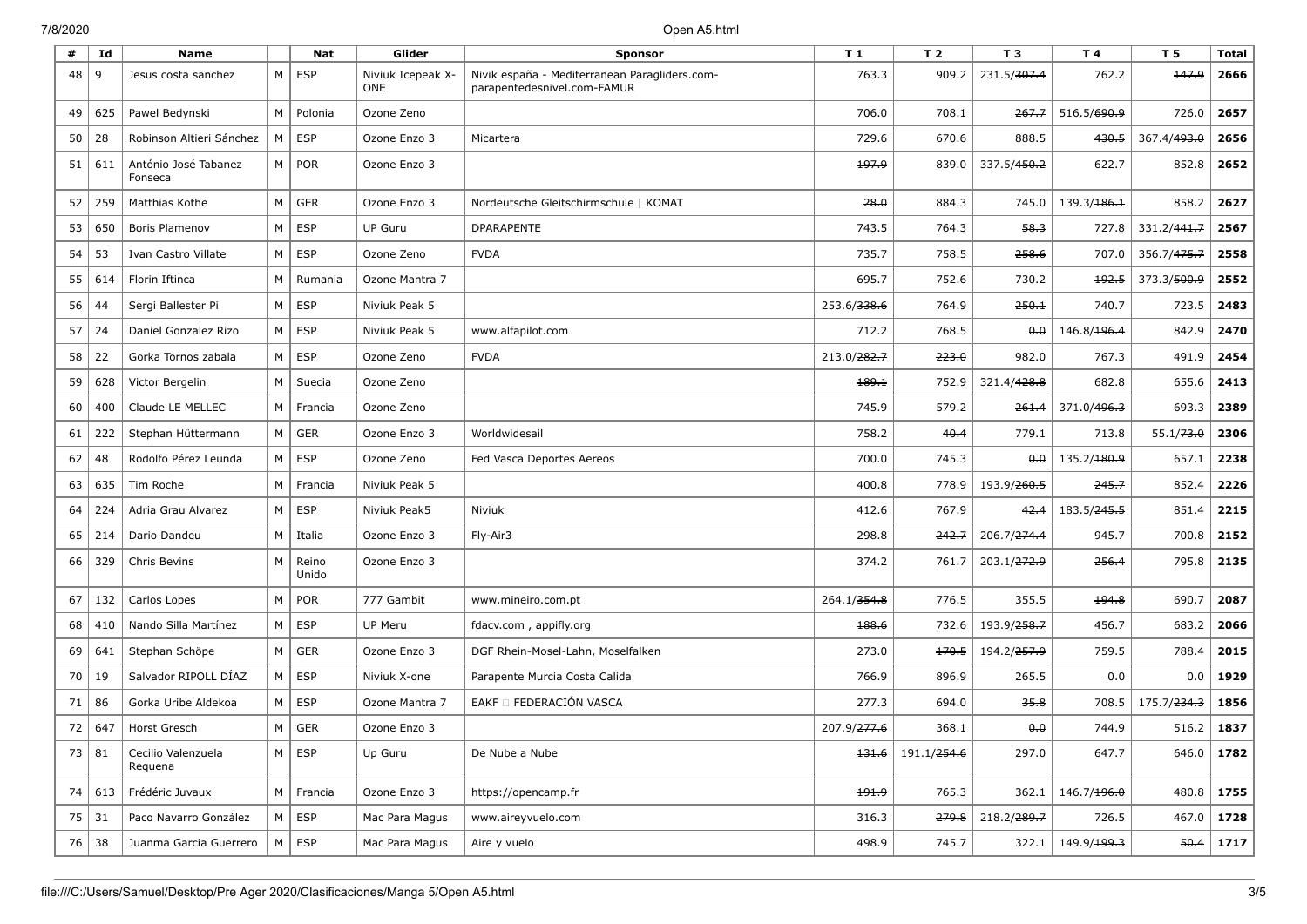| # | Id | Name | | Nat | Glider | Sponsor | T 1 | T 2 | T 3 | T 4 | T 5 | Total |
|---|---|---|---|---|---|---|---|---|---|---|---|---|
| 48 | 9 | Jesus costa sanchez | M | ESP | Niviuk Icepeak X-ONE | Nivik españa - Mediterranean Paragliders.com-parapentedesnivel.com-FAMUR | 763.3 | 909.2 | 231.5/~~307.4~~ | 762.2 | ~~147.9~~ | **2666** |
| 49 | 625 | Pawel Bedynski | M | Polonia | Ozone Zeno | | 706.0 | 708.1 | ~~267.7~~ | 516.5/~~690.9~~ | 726.0 | **2657** |
| 50 | 28 | Robinson Altieri Sánchez | M | ESP | Ozone Enzo 3 | Micartera | 729.6 | 670.6 | 888.5 | ~~430.5~~ | 367.4/~~493.0~~ | **2656** |
| 51 | 611 | António José Tabanez Fonseca | M | POR | Ozone Enzo 3 | | ~~197.9~~ | 839.0 | 337.5/~~450.2~~ | 622.7 | 852.8 | **2652** |
| 52 | 259 | Matthias Kothe | M | GER | Ozone Enzo 3 | Nordeutsche Gleitschirmschule \| KOMAT | ~~28.0~~ | 884.3 | 745.0 | 139.3/~~186.1~~ | 858.2 | **2627** |
| 53 | 650 | Boris Plamenov | M | ESP | UP Guru | DPARAPENTE | 743.5 | 764.3 | ~~58.3~~ | 727.8 | 331.2/~~441.7~~ | **2567** |
| 54 | 53 | Ivan Castro Villate | M | ESP | Ozone Zeno | FVDA | 735.7 | 758.5 | ~~258.6~~ | 707.0 | 356.7/~~475.7~~ | **2558** |
| 55 | 614 | Florin Iftinca | M | Rumania | Ozone Mantra 7 | | 695.7 | 752.6 | 730.2 | ~~192.5~~ | 373.3/~~500.9~~ | **2552** |
| 56 | 44 | Sergi Ballester Pi | M | ESP | Niviuk Peak 5 | | 253.6/~~338.6~~ | 764.9 | ~~250.1~~ | 740.7 | 723.5 | **2483** |
| 57 | 24 | Daniel Gonzalez Rizo | M | ESP | Niviuk Peak 5 | www.alfapilot.com | 712.2 | 768.5 | ~~0.0~~ | 146.8/~~196.4~~ | 842.9 | **2470** |
| 58 | 22 | Gorka Tornos zabala | M | ESP | Ozone Zeno | FVDA | 213.0/~~282.7~~ | ~~223.0~~ | 982.0 | 767.3 | 491.9 | **2454** |
| 59 | 628 | Victor Bergelin | M | Suecia | Ozone Zeno | | ~~189.1~~ | 752.9 | 321.4/~~428.8~~ | 682.8 | 655.6 | **2413** |
| 60 | 400 | Claude LE MELLEC | M | Francia | Ozone Zeno | | 745.9 | 579.2 | ~~261.4~~ | 371.0/~~496.3~~ | 693.3 | **2389** |
| 61 | 222 | Stephan Hüttermann | M | GER | Ozone Enzo 3 | Worldwidesail | 758.2 | ~~40.4~~ | 779.1 | 713.8 | 55.1/~~73.0~~ | **2306** |
| 62 | 48 | Rodolfo Pérez Leunda | M | ESP | Ozone Zeno | Fed Vasca Deportes Aereos | 700.0 | 745.3 | ~~0.0~~ | 135.2/~~180.9~~ | 657.1 | **2238** |
| 63 | 635 | Tim Roche | M | Francia | Niviuk Peak 5 | | 400.8 | 778.9 | 193.9/~~260.5~~ | ~~245.7~~ | 852.4 | **2226** |
| 64 | 224 | Adria Grau Alvarez | M | ESP | Niviuk Peak5 | Niviuk | 412.6 | 767.9 | ~~42.4~~ | 183.5/~~245.5~~ | 851.4 | **2215** |
| 65 | 214 | Dario Dandeu | M | Italia | Ozone Enzo 3 | Fly-Air3 | 298.8 | ~~242.7~~ | 206.7/~~274.4~~ | 945.7 | 700.8 | **2152** |
| 66 | 329 | Chris Bevins | M | Reino Unido | Ozone Enzo 3 | | 374.2 | 761.7 | 203.1/~~272.9~~ | ~~256.4~~ | 795.8 | **2135** |
| 67 | 132 | Carlos Lopes | M | POR | 777 Gambit | www.mineiro.com.pt | 264.1/~~354.8~~ | 776.5 | 355.5 | ~~194.8~~ | 690.7 | **2087** |
| 68 | 410 | Nando Silla Martínez | M | ESP | UP Meru | fdacv.com , appifly.org | ~~188.6~~ | 732.6 | 193.9/~~258.7~~ | 456.7 | 683.2 | **2066** |
| 69 | 641 | Stephan Schöpe | M | GER | Ozone Enzo 3 | DGF Rhein-Mosel-Lahn, Moselfalken | 273.0 | ~~170.5~~ | 194.2/~~257.9~~ | 759.5 | 788.4 | **2015** |
| 70 | 19 | Salvador RIPOLL DÍAZ | M | ESP | Niviuk X-one | Parapente Murcia Costa Calida | 766.9 | 896.9 | 265.5 | ~~0.0~~ | 0.0 | **1929** |
| 71 | 86 | Gorka Uribe Aldekoa | M | ESP | Ozone Mantra 7 | EAKF □ FEDERACIÓN VASCA | 277.3 | 694.0 | ~~35.8~~ | 708.5 | 175.7/~~234.3~~ | **1856** |
| 72 | 647 | Horst Gresch | M | GER | Ozone Enzo 3 | | 207.9/~~277.6~~ | 368.1 | ~~0.0~~ | 744.9 | 516.2 | **1837** |
| 73 | 81 | Cecilio Valenzuela Requena | M | ESP | Up Guru | De Nube a Nube | ~~131.6~~ | 191.1/~~254.6~~ | 297.0 | 647.7 | 646.0 | **1782** |
| 74 | 613 | Frédéric Juvaux | M | Francia | Ozone Enzo 3 | https://opencamp.fr | ~~191.9~~ | 765.3 | 362.1 | 146.7/~~196.0~~ | 480.8 | **1755** |
| 75 | 31 | Paco Navarro González | M | ESP | Mac Para Magus | www.aireyvuelo.com | 316.3 | ~~279.8~~ | 218.2/~~289.7~~ | 726.5 | 467.0 | **1728** |
| 76 | 38 | Juanma Garcia Guerrero | M | ESP | Mac Para Magus | Aire y vuelo | 498.9 | 745.7 | 322.1 | 149.9/~~199.3~~ | ~~50.4~~ | **1717** |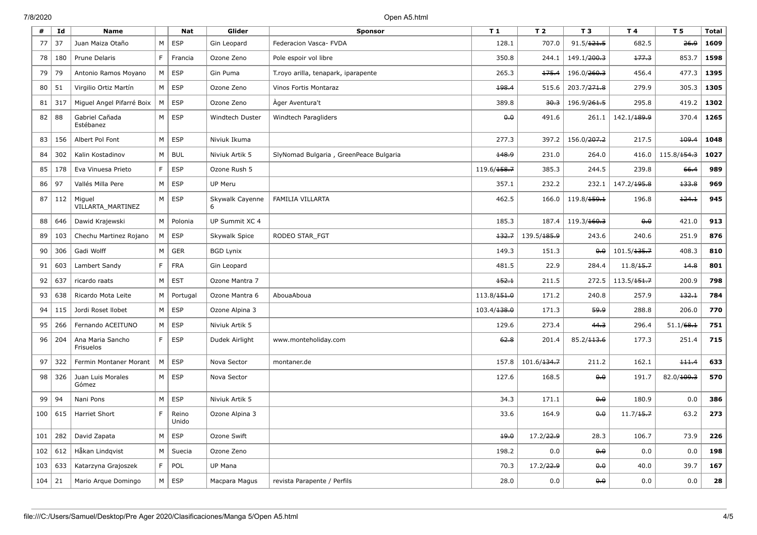| # | Id | Name | | Nat | Glider | Sponsor | T 1 | T 2 | T 3 | T 4 | T 5 | Total |
|---|---|---|---|---|---|---|---|---|---|---|---|---|
| 77 | 37 | Juan Maiza Otaño | M | ESP | Gin Leopard | Federacion Vasca- FVDA | 128.1 | 707.0 | 91.5/~~121.5~~ | 682.5 | ~~26.9~~ | **1609** |
| 78 | 180 | Prune Delaris | F | Francia | Ozone Zeno | Pole espoir vol libre | 350.8 | 244.1 | 149.1/~~200.3~~ | ~~177.3~~ | 853.7 | **1598** |
| 79 | 79 | Antonio Ramos Moyano | M | ESP | Gin Puma | T.royo arilla, tenapark, iparapente | 265.3 | ~~175.4~~ | 196.0/~~260.3~~ | 456.4 | 477.3 | **1395** |
| 80 | 51 | Virgilio Ortiz Martín | M | ESP | Ozone Zeno | Vinos Fortis Montaraz | ~~198.4~~ | 515.6 | 203.7/~~271.8~~ | 279.9 | 305.3 | **1305** |
| 81 | 317 | Miguel Angel Pifarré Boix | M | ESP | Ozone Zeno | Àger Aventura't | 389.8 | ~~30.3~~ | 196.9/~~261.5~~ | 295.8 | 419.2 | **1302** |
| 82 | 88 | Gabriel Cañada Estébanez | M | ESP | Windtech Duster | Windtech Paragliders | ~~0.0~~ | 491.6 | 261.1 | 142.1/~~189.9~~ | 370.4 | **1265** |
| 83 | 156 | Albert Pol Font | M | ESP | Niviuk Ikuma | | 277.3 | 397.2 | 156.0/~~207.2~~ | 217.5 | ~~109.4~~ | **1048** |
| 84 | 302 | Kalin Kostadinov | M | BUL | Niviuk Artik 5 | SlyNomad Bulgaria , GreenPeace Bulgaria | ~~148.9~~ | 231.0 | 264.0 | 416.0 | 115.8/~~154.3~~ | **1027** |
| 85 | 178 | Eva Vinuesa Prieto | F | ESP | Ozone Rush 5 | | 119.6/~~158.7~~ | 385.3 | 244.5 | 239.8 | ~~66.4~~ | **989** |
| 86 | 97 | Vallés Milla Pere | M | ESP | UP Meru | | 357.1 | 232.2 | 232.1 | 147.2/~~195.8~~ | ~~133.8~~ | **969** |
| 87 | 112 | Miguel VILLARTA_MARTINEZ | M | ESP | Skywalk Cayenne 6 | FAMILIA VILLARTA | 462.5 | 166.0 | 119.8/~~159.1~~ | 196.8 | ~~124.1~~ | **945** |
| 88 | 646 | Dawid Krajewski | M | Polonia | UP Summit XC 4 | | 185.3 | 187.4 | 119.3/~~160.3~~ | ~~0.0~~ | 421.0 | **913** |
| 89 | 103 | Chechu Martinez Rojano | M | ESP | Skywalk Spice | RODEO STAR_FGT | ~~132.7~~ | 139.5/~~185.9~~ | 243.6 | 240.6 | 251.9 | **876** |
| 90 | 306 | Gadi Wolff | M | GER | BGD Lynix | | 149.3 | 151.3 | ~~0.0~~ | 101.5/~~135.7~~ | 408.3 | **810** |
| 91 | 603 | Lambert Sandy | F | FRA | Gin Leopard | | 481.5 | 22.9 | 284.4 | 11.8/~~15.7~~ | ~~14.8~~ | **801** |
| 92 | 637 | ricardo raats | M | EST | Ozone Mantra 7 | | ~~152.1~~ | 211.5 | 272.5 | 113.5/~~151.7~~ | 200.9 | **798** |
| 93 | 638 | Ricardo Mota Leite | M | Portugal | Ozone Mantra 6 | AbouaAboua | 113.8/~~151.0~~ | 171.2 | 240.8 | 257.9 | ~~132.1~~ | **784** |
| 94 | 115 | Jordi Roset llobet | M | ESP | Ozone Alpina 3 | | 103.4/~~138.0~~ | 171.3 | ~~59.9~~ | 288.8 | 206.0 | **770** |
| 95 | 266 | Fernando ACEITUNO | M | ESP | Niviuk Artik 5 | | 129.6 | 273.4 | ~~44.3~~ | 296.4 | 51.1/~~68.1~~ | **751** |
| 96 | 204 | Ana Maria Sancho Frisuelos | F | ESP | Dudek Airlight | www.monteholiday.com | ~~62.8~~ | 201.4 | 85.2/~~113.6~~ | 177.3 | 251.4 | **715** |
| 97 | 322 | Fermin Montaner Morant | M | ESP | Nova Sector | montaner.de | 157.8 | 101.6/~~134.7~~ | 211.2 | 162.1 | ~~111.4~~ | **633** |
| 98 | 326 | Juan Luis Morales Gómez | M | ESP | Nova Sector | | 127.6 | 168.5 | ~~0.0~~ | 191.7 | 82.0/~~109.3~~ | **570** |
| 99 | 94 | Nani Pons | M | ESP | Niviuk Artik 5 | | 34.3 | 171.1 | ~~0.0~~ | 180.9 | 0.0 | **386** |
| 100 | 615 | Harriet Short | F | Reino Unido | Ozone Alpina 3 | | 33.6 | 164.9 | ~~0.0~~ | 11.7/~~15.7~~ | 63.2 | **273** |
| 101 | 282 | David Zapata | M | ESP | Ozone Swift | | ~~19.0~~ | 17.2/~~22.9~~ | 28.3 | 106.7 | 73.9 | **226** |
| 102 | 612 | Håkan Lindqvist | M | Suecia | Ozone Zeno | | 198.2 | 0.0 | ~~0.0~~ | 0.0 | 0.0 | **198** |
| 103 | 633 | Katarzyna Grajoszek | F | POL | UP Mana | | 70.3 | 17.2/~~22.9~~ | ~~0.0~~ | 40.0 | 39.7 | **167** |
| 104 | 21 | Mario Arque Domingo | M | ESP | Macpara Magus | revista Parapente / Perfils | 28.0 | 0.0 | ~~0.0~~ | 0.0 | 0.0 | **28** |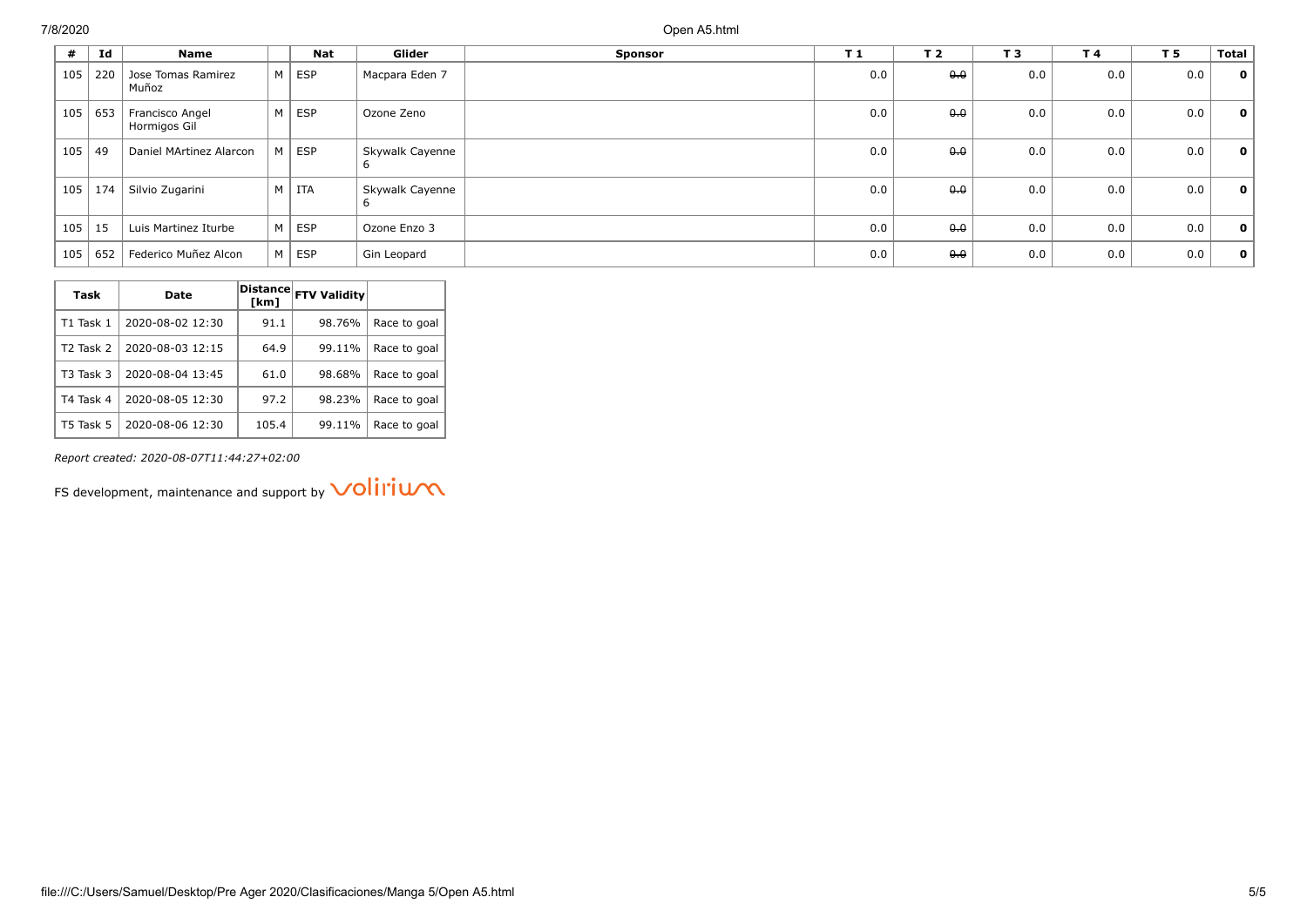| # | Id | Name | | Nat | Glider | Sponsor | T 1 | T 2 | T 3 | T 4 | T 5 | Total |
|---|---|---|---|---|---|---|---|---|---|---|---|---|
| 105 | 220 | Jose Tomas Ramirez Muñoz | M | ESP | Macpara Eden 7 | | 0.0 | ~~0.0~~ | 0.0 | 0.0 | 0.0 | **0** |
| 105 | 653 | Francisco Angel Hormigos Gil | M | ESP | Ozone Zeno | | 0.0 | ~~0.0~~ | 0.0 | 0.0 | 0.0 | **0** |
| 105 | 49 | Daniel MArtinez Alarcon | M | ESP | Skywalk Cayenne 6 | | 0.0 | ~~0.0~~ | 0.0 | 0.0 | 0.0 | **0** |
| 105 | 174 | Silvio Zugarini | M | ITA | Skywalk Cayenne 6 | | 0.0 | ~~0.0~~ | 0.0 | 0.0 | 0.0 | **0** |
| 105 | 15 | Luis Martinez Iturbe | M | ESP | Ozone Enzo 3 | | 0.0 | ~~0.0~~ | 0.0 | 0.0 | 0.0 | **0** |
| 105 | 652 | Federico Muñez Alcon | M | ESP | Gin Leopard | | 0.0 | ~~0.0~~ | 0.0 | 0.0 | 0.0 | **0** |

| Task | Date | Distance [km] | FTV Validity | |
|---|---|---|---|---|
| T1 Task 1 | 2020-08-02 12:30 | 91.1 | 98.76% | Race to goal |
| T2 Task 2 | 2020-08-03 12:15 | 64.9 | 99.11% | Race to goal |
| T3 Task 3 | 2020-08-04 13:45 | 61.0 | 98.68% | Race to goal |
| T4 Task 4 | 2020-08-05 12:30 | 97.2 | 98.23% | Race to goal |
| T5 Task 5 | 2020-08-06 12:30 | 105.4 | 99.11% | Race to goal |

*Report created: 2020-08-07T11:44:27+02:00*

FS development, maintenance and support by Volirium